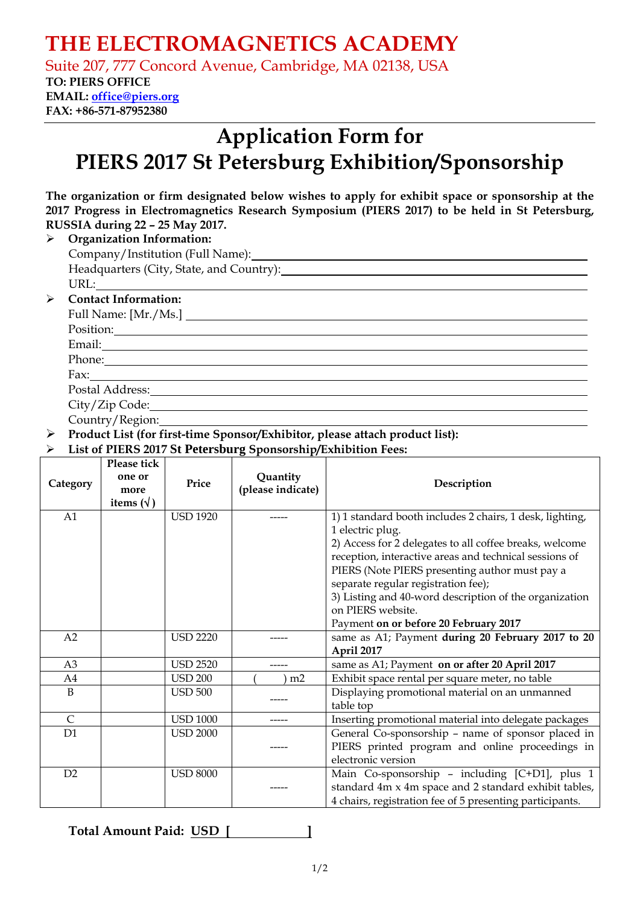# THE ELECTROMAGNETICS ACADEMY

Suite 207, 777 Concord Avenue, Cambridge, MA 02138, USA

**TO: PIERS OFFICE**
**EMAIL: office@piers.org**
**FAX: +86-571-87952380**

---

# Application Form for PIERS 2017 St Petersburg Exhibition/Sponsorship

**The organization or firm designated below wishes to apply for exhibit space or sponsorship at the 2017 Progress in Electromagnetics Research Symposium (PIERS 2017) to be held in St Petersburg, RUSSIA during 22 – 25 May 2017.**

- **Organization Information:**
  - Company/Institution (Full Name): ____________________
  - Headquarters (City, State, and Country): ____________________
  - URL: ____________________
- **Contact Information:**
  - Full Name: [Mr./Ms.] ____________________
  - Position: ____________________
  - Email: ____________________
  - Phone: ____________________
  - Fax: ____________________
  - Postal Address: ____________________
  - City/Zip Code: ____________________
  - Country/Region: ____________________
- **Product List (for first-time Sponsor/Exhibitor, please attach product list):**
- **List of PIERS 2017 St Petersburg Sponsorship/Exhibition Fees:**

| Category | Please tick one or more items (√) | Price | Quantity (please indicate) | Description |
|---|---|---|---|---|
| A1 | | USD 1920 | ----- | 1) 1 standard booth includes 2 chairs, 1 desk, lighting, 1 electric plug.<br>2) Access for 2 delegates to all coffee breaks, welcome reception, interactive areas and technical sessions of PIERS (Note PIERS presenting author must pay a separate regular registration fee);<br>3) Listing and 40-word description of the organization on PIERS website.<br>Payment **on or before 20 February 2017** |
| A2 | | USD 2220 | ----- | same as A1; Payment **during 20 February 2017 to 20 April 2017** |
| A3 | | USD 2520 | ----- | same as A1; Payment **on or after 20 April 2017** |
| A4 | | USD 200 | (    ) m2 | Exhibit space rental per square meter, no table |
| B | | USD 500 | ----- | Displaying promotional material on an unmanned table top |
| C | | USD 1000 | ----- | Inserting promotional material into delegate packages |
| D1 | | USD 2000 | ----- | General Co-sponsorship – name of sponsor placed in PIERS printed program and online proceedings in electronic version |
| D2 | | USD 8000 | ----- | Main Co-sponsorship – including [C+D1], plus 1 standard 4m x 4m space and 2 standard exhibit tables, 4 chairs, registration fee of 5 presenting participants. |

**Total Amount Paid: USD [ __________ ]**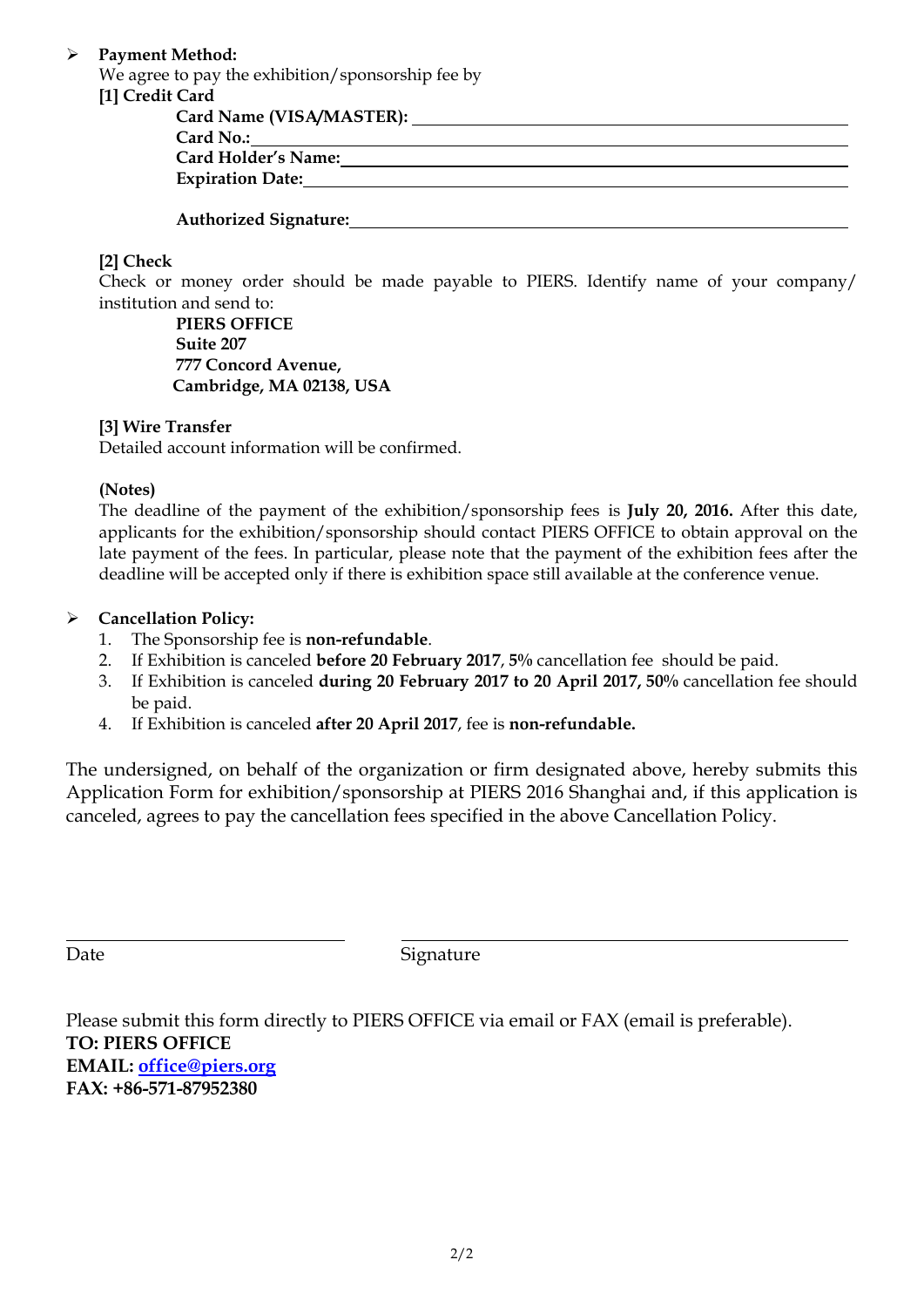- **Payment Method:**

  We agree to pay the exhibition/sponsorship fee by

  **[1] Credit Card**

  **Card Name (VISA/MASTER):** ____________________

  **Card No.:** ____________________

  **Card Holder's Name:** ____________________

  **Expiration Date:** ____________________

  **Authorized Signature:** ____________________

  **[2] Check**

  Check or money order should be made payable to PIERS. Identify name of your company/ institution and send to:

  **PIERS OFFICE**
  **Suite 207**
  **777 Concord Avenue,**
  **Cambridge, MA 02138, USA**

  **[3] Wire Transfer**

  Detailed account information will be confirmed.

  **(Notes)**

  The deadline of the payment of the exhibition/sponsorship fees is **July 20, 2016.** After this date, applicants for the exhibition/sponsorship should contact PIERS OFFICE to obtain approval on the late payment of the fees. In particular, please note that the payment of the exhibition fees after the deadline will be accepted only if there is exhibition space still available at the conference venue.

- **Cancellation Policy:**

  1. The Sponsorship fee is **non-refundable**.
  2. If Exhibition is canceled **before 20 February 2017**, **5%** cancellation fee should be paid.
  3. If Exhibition is canceled **during 20 February 2017 to 20 April 2017, 50%** cancellation fee should be paid.
  4. If Exhibition is canceled **after 20 April 2017**, fee is **non-refundable.**

The undersigned, on behalf of the organization or firm designated above, hereby submits this Application Form for exhibition/sponsorship at PIERS 2016 Shanghai and, if this application is canceled, agrees to pay the cancellation fees specified in the above Cancellation Policy.

____________________ ____________________

Date Signature

Please submit this form directly to PIERS OFFICE via email or FAX (email is preferable).

**TO: PIERS OFFICE**
**EMAIL: office@piers.org**
**FAX: +86-571-87952380**